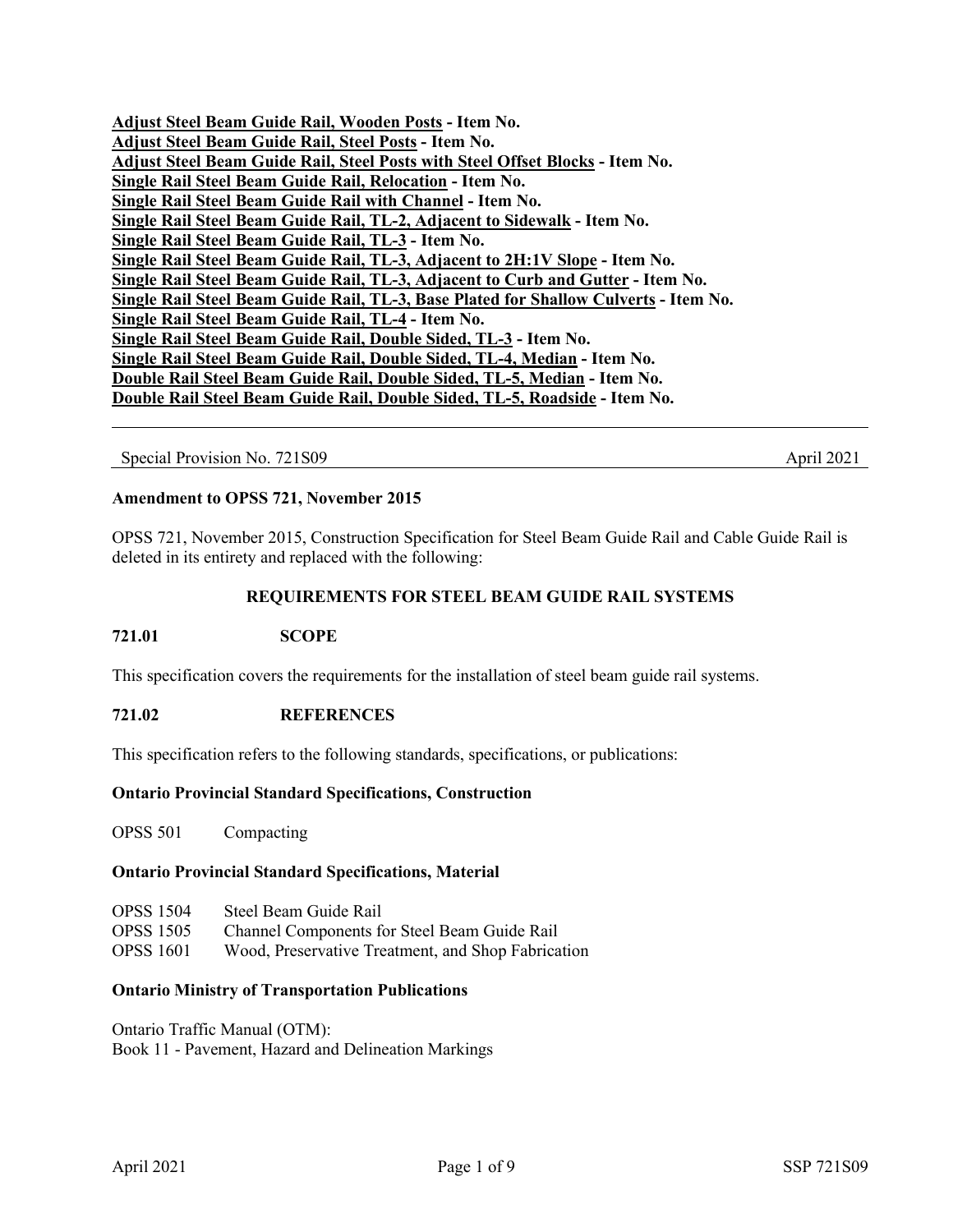**<u>Adjust Steel Beam Guide Rail, Wooden Posts</u> - Item No.**
**<u>Adjust Steel Beam Guide Rail, Steel Posts</u> - Item No.**
**<u>Adjust Steel Beam Guide Rail, Steel Posts with Steel Offset Blocks</u> - Item No.**
**<u>Single Rail Steel Beam Guide Rail, Relocation</u> - Item No.**
**<u>Single Rail Steel Beam Guide Rail with Channel</u> - Item No.**
**<u>Single Rail Steel Beam Guide Rail, TL-2, Adjacent to Sidewalk</u> - Item No.**
**<u>Single Rail Steel Beam Guide Rail, TL-3</u> - Item No.**
**<u>Single Rail Steel Beam Guide Rail, TL-3, Adjacent to 2H:1V Slope</u> - Item No.**
**<u>Single Rail Steel Beam Guide Rail, TL-3, Adjacent to Curb and Gutter</u> - Item No.**
**<u>Single Rail Steel Beam Guide Rail, TL-3, Base Plated for Shallow Culverts</u> - Item No.**
**<u>Single Rail Steel Beam Guide Rail, TL-4</u> - Item No.**
**<u>Single Rail Steel Beam Guide Rail, Double Sided, TL-3</u> - Item No.**
**<u>Single Rail Steel Beam Guide Rail, Double Sided, TL-4, Median</u> - Item No.**
**<u>Double Rail Steel Beam Guide Rail, Double Sided, TL-5, Median</u> - Item No.**
**<u>Double Rail Steel Beam Guide Rail, Double Sided, TL-5, Roadside</u> - Item No.**

---

Special Provision No. 721S09 April 2021

**Amendment to OPSS 721, November 2015**

OPSS 721, November 2015, Construction Specification for Steel Beam Guide Rail and Cable Guide Rail is deleted in its entirety and replaced with the following:

## REQUIREMENTS FOR STEEL BEAM GUIDE RAIL SYSTEMS

### 721.01 SCOPE

This specification covers the requirements for the installation of steel beam guide rail systems.

### 721.02 REFERENCES

This specification refers to the following standards, specifications, or publications:

**Ontario Provincial Standard Specifications, Construction**

OPSS 501 Compacting

**Ontario Provincial Standard Specifications, Material**

OPSS 1504 Steel Beam Guide Rail
OPSS 1505 Channel Components for Steel Beam Guide Rail
OPSS 1601 Wood, Preservative Treatment, and Shop Fabrication

**Ontario Ministry of Transportation Publications**

Ontario Traffic Manual (OTM):
Book 11 - Pavement, Hazard and Delineation Markings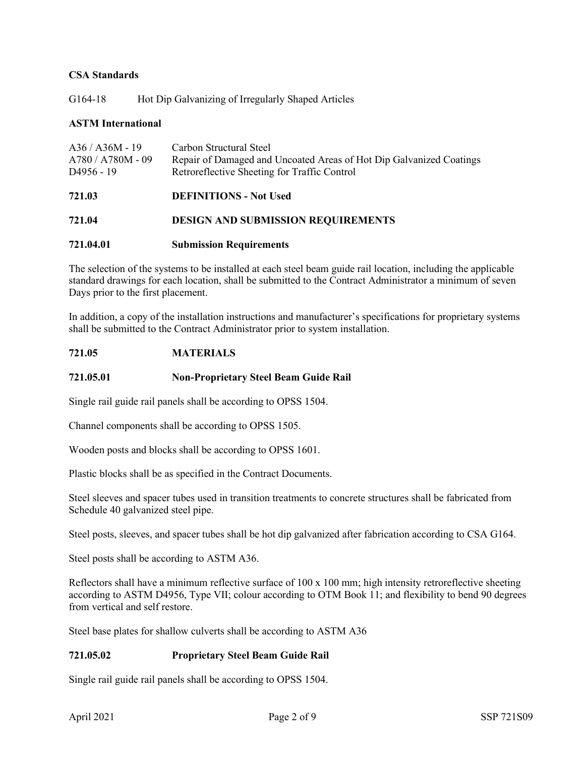**CSA Standards**

| | |
|---|---|
| G164-18 | Hot Dip Galvanizing of Irregularly Shaped Articles |

**ASTM International**

| | |
|---|---|
| A36 / A36M - 19 | Carbon Structural Steel |
| A780 / A780M - 09 | Repair of Damaged and Uncoated Areas of Hot Dip Galvanized Coatings |
| D4956 - 19 | Retroreflective Sheeting for Traffic Control |

## 721.03 DEFINITIONS - Not Used

## 721.04 DESIGN AND SUBMISSION REQUIREMENTS

### 721.04.01 Submission Requirements

The selection of the systems to be installed at each steel beam guide rail location, including the applicable standard drawings for each location, shall be submitted to the Contract Administrator a minimum of seven Days prior to the first placement.

In addition, a copy of the installation instructions and manufacturer's specifications for proprietary systems shall be submitted to the Contract Administrator prior to system installation.

## 721.05 MATERIALS

### 721.05.01 Non-Proprietary Steel Beam Guide Rail

Single rail guide rail panels shall be according to OPSS 1504.

Channel components shall be according to OPSS 1505.

Wooden posts and blocks shall be according to OPSS 1601.

Plastic blocks shall be as specified in the Contract Documents.

Steel sleeves and spacer tubes used in transition treatments to concrete structures shall be fabricated from Schedule 40 galvanized steel pipe.

Steel posts, sleeves, and spacer tubes shall be hot dip galvanized after fabrication according to CSA G164.

Steel posts shall be according to ASTM A36.

Reflectors shall have a minimum reflective surface of 100 x 100 mm; high intensity retroreflective sheeting according to ASTM D4956, Type VII; colour according to OTM Book 11; and flexibility to bend 90 degrees from vertical and self restore.

Steel base plates for shallow culverts shall be according to ASTM A36

### 721.05.02 Proprietary Steel Beam Guide Rail

Single rail guide rail panels shall be according to OPSS 1504.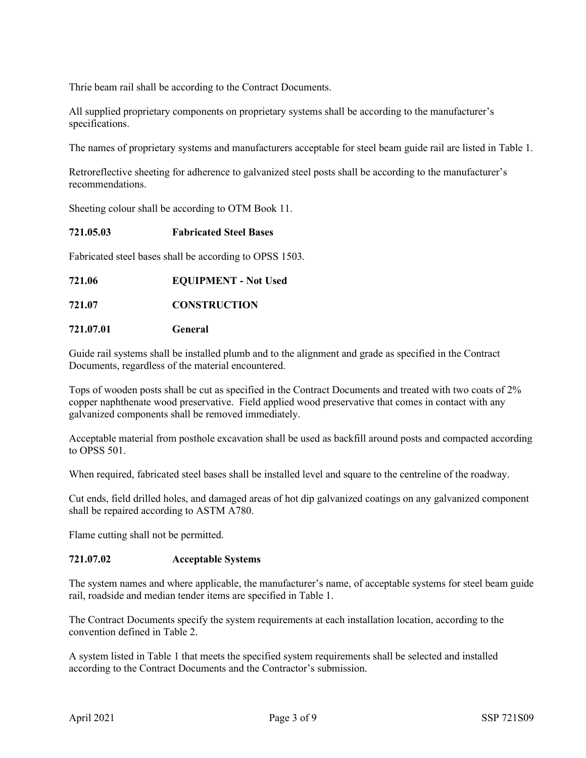Thrie beam rail shall be according to the Contract Documents.

All supplied proprietary components on proprietary systems shall be according to the manufacturer's specifications.

The names of proprietary systems and manufacturers acceptable for steel beam guide rail are listed in Table 1.

Retroreflective sheeting for adherence to galvanized steel posts shall be according to the manufacturer's recommendations.

Sheeting colour shall be according to OTM Book 11.

### 721.05.03 Fabricated Steel Bases

Fabricated steel bases shall be according to OPSS 1503.

## 721.06 EQUIPMENT - Not Used

## 721.07 CONSTRUCTION

### 721.07.01 General

Guide rail systems shall be installed plumb and to the alignment and grade as specified in the Contract Documents, regardless of the material encountered.

Tops of wooden posts shall be cut as specified in the Contract Documents and treated with two coats of 2% copper naphthenate wood preservative. Field applied wood preservative that comes in contact with any galvanized components shall be removed immediately.

Acceptable material from posthole excavation shall be used as backfill around posts and compacted according to OPSS 501.

When required, fabricated steel bases shall be installed level and square to the centreline of the roadway.

Cut ends, field drilled holes, and damaged areas of hot dip galvanized coatings on any galvanized component shall be repaired according to ASTM A780.

Flame cutting shall not be permitted.

### 721.07.02 Acceptable Systems

The system names and where applicable, the manufacturer's name, of acceptable systems for steel beam guide rail, roadside and median tender items are specified in Table 1.

The Contract Documents specify the system requirements at each installation location, according to the convention defined in Table 2.

A system listed in Table 1 that meets the specified system requirements shall be selected and installed according to the Contract Documents and the Contractor's submission.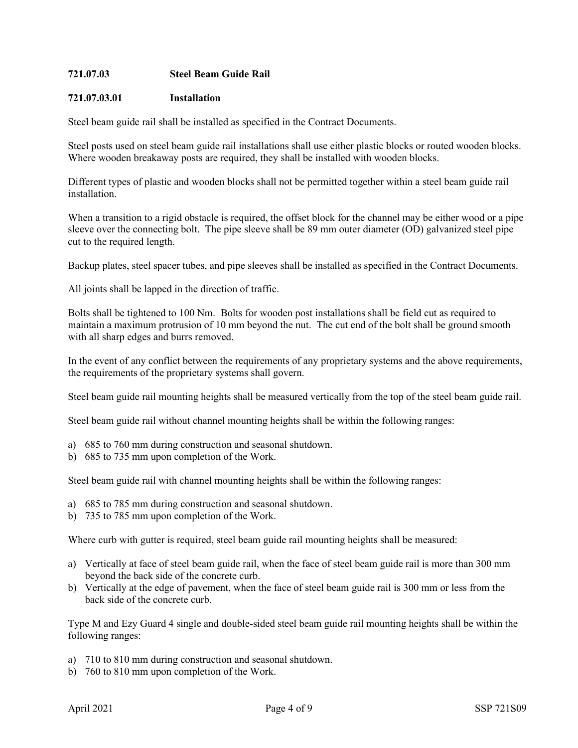### 721.07.03 Steel Beam Guide Rail

#### 721.07.03.01 Installation

Steel beam guide rail shall be installed as specified in the Contract Documents.

Steel posts used on steel beam guide rail installations shall use either plastic blocks or routed wooden blocks. Where wooden breakaway posts are required, they shall be installed with wooden blocks.

Different types of plastic and wooden blocks shall not be permitted together within a steel beam guide rail installation.

When a transition to a rigid obstacle is required, the offset block for the channel may be either wood or a pipe sleeve over the connecting bolt. The pipe sleeve shall be 89 mm outer diameter (OD) galvanized steel pipe cut to the required length.

Backup plates, steel spacer tubes, and pipe sleeves shall be installed as specified in the Contract Documents.

All joints shall be lapped in the direction of traffic.

Bolts shall be tightened to 100 Nm. Bolts for wooden post installations shall be field cut as required to maintain a maximum protrusion of 10 mm beyond the nut. The cut end of the bolt shall be ground smooth with all sharp edges and burrs removed.

In the event of any conflict between the requirements of any proprietary systems and the above requirements, the requirements of the proprietary systems shall govern.

Steel beam guide rail mounting heights shall be measured vertically from the top of the steel beam guide rail.

Steel beam guide rail without channel mounting heights shall be within the following ranges:

a) 685 to 760 mm during construction and seasonal shutdown.
b) 685 to 735 mm upon completion of the Work.

Steel beam guide rail with channel mounting heights shall be within the following ranges:

a) 685 to 785 mm during construction and seasonal shutdown.
b) 735 to 785 mm upon completion of the Work.

Where curb with gutter is required, steel beam guide rail mounting heights shall be measured:

a) Vertically at face of steel beam guide rail, when the face of steel beam guide rail is more than 300 mm beyond the back side of the concrete curb.
b) Vertically at the edge of pavement, when the face of steel beam guide rail is 300 mm or less from the back side of the concrete curb.

Type M and Ezy Guard 4 single and double-sided steel beam guide rail mounting heights shall be within the following ranges:

a) 710 to 810 mm during construction and seasonal shutdown.
b) 760 to 810 mm upon completion of the Work.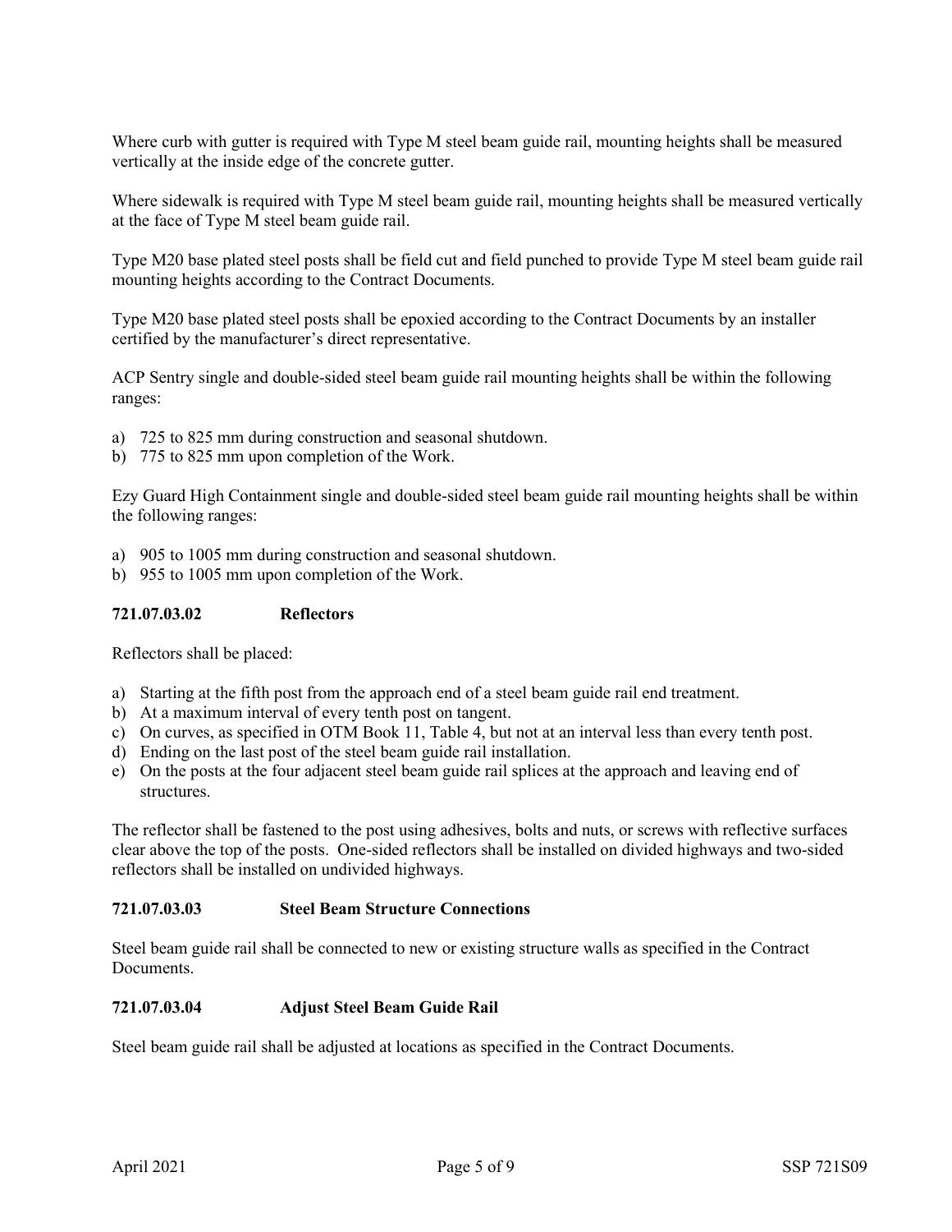Where curb with gutter is required with Type M steel beam guide rail, mounting heights shall be measured vertically at the inside edge of the concrete gutter.

Where sidewalk is required with Type M steel beam guide rail, mounting heights shall be measured vertically at the face of Type M steel beam guide rail.

Type M20 base plated steel posts shall be field cut and field punched to provide Type M steel beam guide rail mounting heights according to the Contract Documents.

Type M20 base plated steel posts shall be epoxied according to the Contract Documents by an installer certified by the manufacturer's direct representative.

ACP Sentry single and double-sided steel beam guide rail mounting heights shall be within the following ranges:

a) 725 to 825 mm during construction and seasonal shutdown.
b) 775 to 825 mm upon completion of the Work.

Ezy Guard High Containment single and double-sided steel beam guide rail mounting heights shall be within the following ranges:

a) 905 to 1005 mm during construction and seasonal shutdown.
b) 955 to 1005 mm upon completion of the Work.

### 721.07.03.02 Reflectors

Reflectors shall be placed:

a) Starting at the fifth post from the approach end of a steel beam guide rail end treatment.
b) At a maximum interval of every tenth post on tangent.
c) On curves, as specified in OTM Book 11, Table 4, but not at an interval less than every tenth post.
d) Ending on the last post of the steel beam guide rail installation.
e) On the posts at the four adjacent steel beam guide rail splices at the approach and leaving end of structures.

The reflector shall be fastened to the post using adhesives, bolts and nuts, or screws with reflective surfaces clear above the top of the posts. One-sided reflectors shall be installed on divided highways and two-sided reflectors shall be installed on undivided highways.

### 721.07.03.03 Steel Beam Structure Connections

Steel beam guide rail shall be connected to new or existing structure walls as specified in the Contract Documents.

### 721.07.03.04 Adjust Steel Beam Guide Rail

Steel beam guide rail shall be adjusted at locations as specified in the Contract Documents.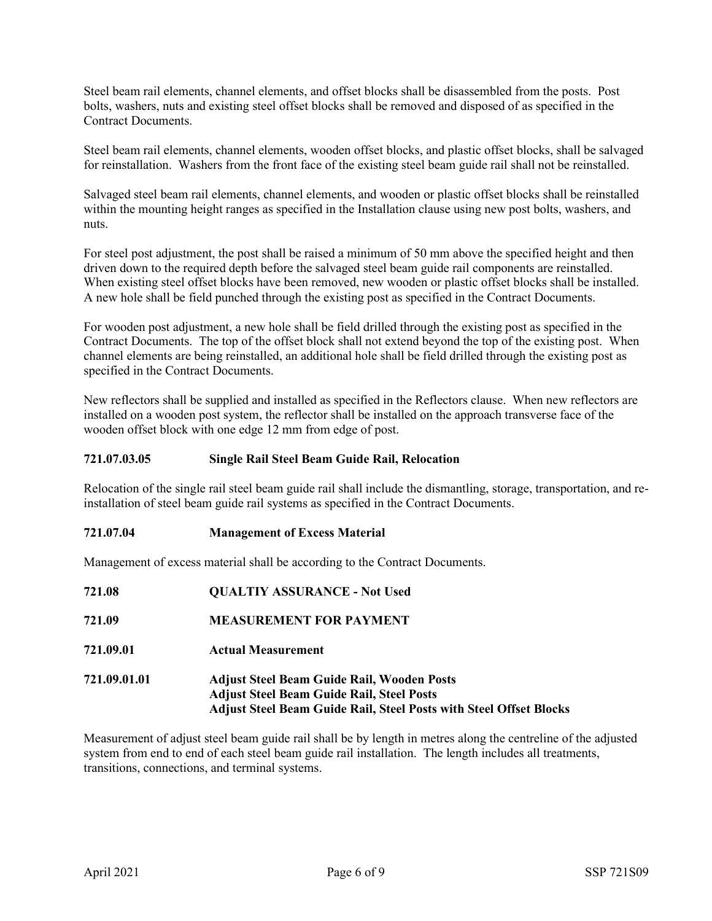Steel beam rail elements, channel elements, and offset blocks shall be disassembled from the posts. Post bolts, washers, nuts and existing steel offset blocks shall be removed and disposed of as specified in the Contract Documents.

Steel beam rail elements, channel elements, wooden offset blocks, and plastic offset blocks, shall be salvaged for reinstallation. Washers from the front face of the existing steel beam guide rail shall not be reinstalled.

Salvaged steel beam rail elements, channel elements, and wooden or plastic offset blocks shall be reinstalled within the mounting height ranges as specified in the Installation clause using new post bolts, washers, and nuts.

For steel post adjustment, the post shall be raised a minimum of 50 mm above the specified height and then driven down to the required depth before the salvaged steel beam guide rail components are reinstalled. When existing steel offset blocks have been removed, new wooden or plastic offset blocks shall be installed. A new hole shall be field punched through the existing post as specified in the Contract Documents.

For wooden post adjustment, a new hole shall be field drilled through the existing post as specified in the Contract Documents. The top of the offset block shall not extend beyond the top of the existing post. When channel elements are being reinstalled, an additional hole shall be field drilled through the existing post as specified in the Contract Documents.

New reflectors shall be supplied and installed as specified in the Reflectors clause. When new reflectors are installed on a wooden post system, the reflector shall be installed on the approach transverse face of the wooden offset block with one edge 12 mm from edge of post.

#### 721.07.03.05 Single Rail Steel Beam Guide Rail, Relocation

Relocation of the single rail steel beam guide rail shall include the dismantling, storage, transportation, and re-installation of steel beam guide rail systems as specified in the Contract Documents.

### 721.07.04 Management of Excess Material

Management of excess material shall be according to the Contract Documents.

## 721.08 QUALTIY ASSURANCE - Not Used

## 721.09 MEASUREMENT FOR PAYMENT

### 721.09.01 Actual Measurement

#### 721.09.01.01 Adjust Steel Beam Guide Rail, Wooden Posts
#### Adjust Steel Beam Guide Rail, Steel Posts
#### Adjust Steel Beam Guide Rail, Steel Posts with Steel Offset Blocks

Measurement of adjust steel beam guide rail shall be by length in metres along the centreline of the adjusted system from end to end of each steel beam guide rail installation. The length includes all treatments, transitions, connections, and terminal systems.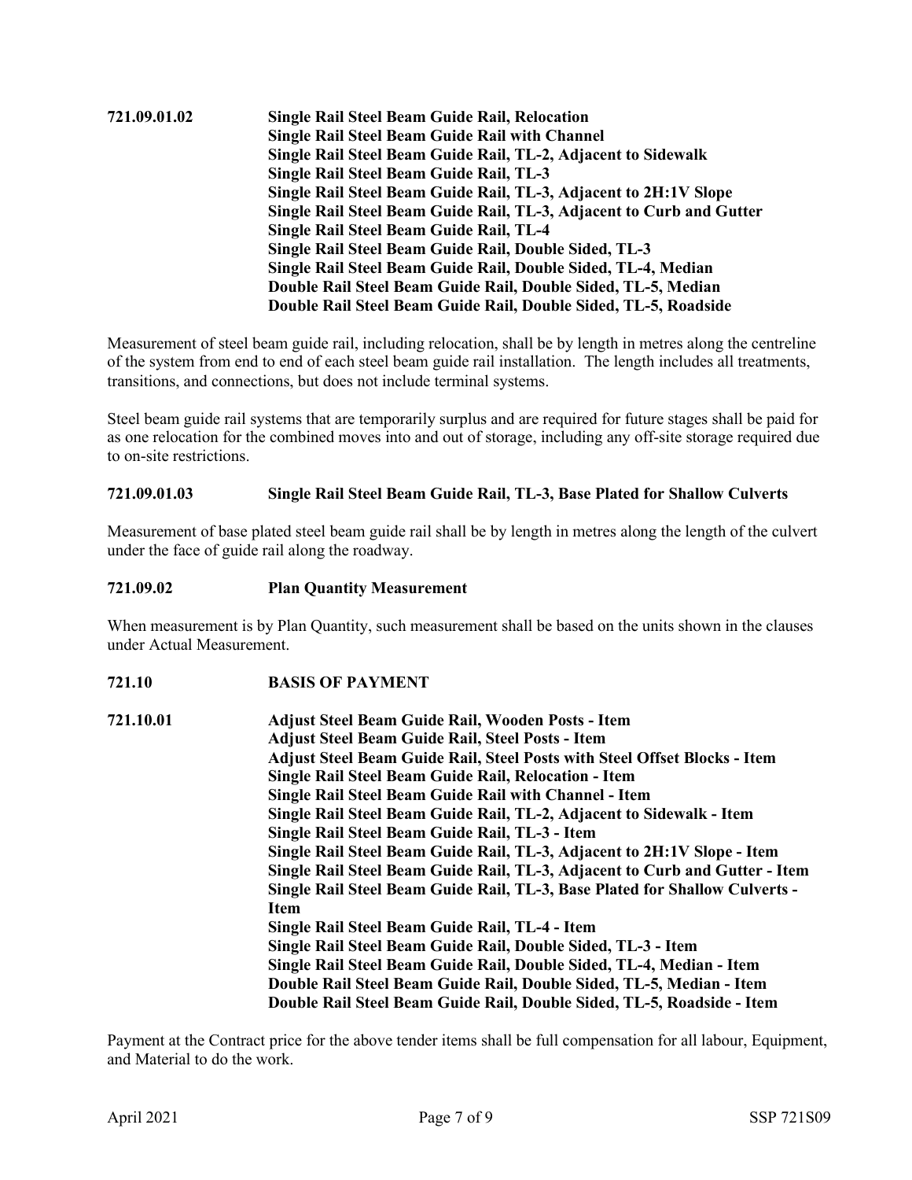**721.09.01.02 Single Rail Steel Beam Guide Rail, Relocation**
**Single Rail Steel Beam Guide Rail with Channel**
**Single Rail Steel Beam Guide Rail, TL-2, Adjacent to Sidewalk**
**Single Rail Steel Beam Guide Rail, TL-3**
**Single Rail Steel Beam Guide Rail, TL-3, Adjacent to 2H:1V Slope**
**Single Rail Steel Beam Guide Rail, TL-3, Adjacent to Curb and Gutter**
**Single Rail Steel Beam Guide Rail, TL-4**
**Single Rail Steel Beam Guide Rail, Double Sided, TL-3**
**Single Rail Steel Beam Guide Rail, Double Sided, TL-4, Median**
**Double Rail Steel Beam Guide Rail, Double Sided, TL-5, Median**
**Double Rail Steel Beam Guide Rail, Double Sided, TL-5, Roadside**

Measurement of steel beam guide rail, including relocation, shall be by length in metres along the centreline of the system from end to end of each steel beam guide rail installation. The length includes all treatments, transitions, and connections, but does not include terminal systems.

Steel beam guide rail systems that are temporarily surplus and are required for future stages shall be paid for as one relocation for the combined moves into and out of storage, including any off-site storage required due to on-site restrictions.

**721.09.01.03 Single Rail Steel Beam Guide Rail, TL-3, Base Plated for Shallow Culverts**

Measurement of base plated steel beam guide rail shall be by length in metres along the length of the culvert under the face of guide rail along the roadway.

**721.09.02 Plan Quantity Measurement**

When measurement is by Plan Quantity, such measurement shall be based on the units shown in the clauses under Actual Measurement.

**721.10 BASIS OF PAYMENT**

**721.10.01 Adjust Steel Beam Guide Rail, Wooden Posts - Item**
**Adjust Steel Beam Guide Rail, Steel Posts - Item**
**Adjust Steel Beam Guide Rail, Steel Posts with Steel Offset Blocks - Item**
**Single Rail Steel Beam Guide Rail, Relocation - Item**
**Single Rail Steel Beam Guide Rail with Channel - Item**
**Single Rail Steel Beam Guide Rail, TL-2, Adjacent to Sidewalk - Item**
**Single Rail Steel Beam Guide Rail, TL-3 - Item**
**Single Rail Steel Beam Guide Rail, TL-3, Adjacent to 2H:1V Slope - Item**
**Single Rail Steel Beam Guide Rail, TL-3, Adjacent to Curb and Gutter - Item**
**Single Rail Steel Beam Guide Rail, TL-3, Base Plated for Shallow Culverts - Item**
**Single Rail Steel Beam Guide Rail, TL-4 - Item**
**Single Rail Steel Beam Guide Rail, Double Sided, TL-3 - Item**
**Single Rail Steel Beam Guide Rail, Double Sided, TL-4, Median - Item**
**Double Rail Steel Beam Guide Rail, Double Sided, TL-5, Median - Item**
**Double Rail Steel Beam Guide Rail, Double Sided, TL-5, Roadside - Item**

Payment at the Contract price for the above tender items shall be full compensation for all labour, Equipment, and Material to do the work.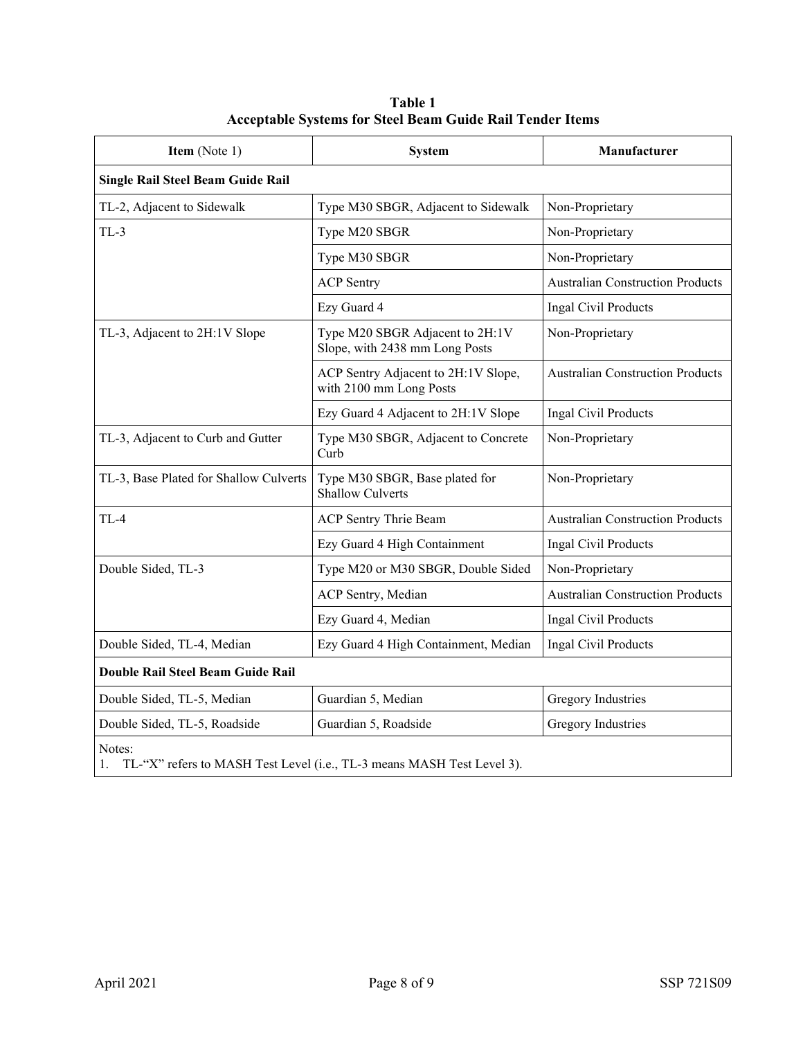**Table 1**
**Acceptable Systems for Steel Beam Guide Rail Tender Items**

| **Item** (Note 1) | **System** | **Manufacturer** |
|---|---|---|
| **Single Rail Steel Beam Guide Rail** | | |
| TL-2, Adjacent to Sidewalk | Type M30 SBGR, Adjacent to Sidewalk | Non-Proprietary |
| TL-3 | Type M20 SBGR | Non-Proprietary |
| | Type M30 SBGR | Non-Proprietary |
| | ACP Sentry | Australian Construction Products |
| | Ezy Guard 4 | Ingal Civil Products |
| TL-3, Adjacent to 2H:1V Slope | Type M20 SBGR Adjacent to 2H:1V Slope, with 2438 mm Long Posts | Non-Proprietary |
| | ACP Sentry Adjacent to 2H:1V Slope, with 2100 mm Long Posts | Australian Construction Products |
| | Ezy Guard 4 Adjacent to 2H:1V Slope | Ingal Civil Products |
| TL-3, Adjacent to Curb and Gutter | Type M30 SBGR, Adjacent to Concrete Curb | Non-Proprietary |
| TL-3, Base Plated for Shallow Culverts | Type M30 SBGR, Base plated for Shallow Culverts | Non-Proprietary |
| TL-4 | ACP Sentry Thrie Beam | Australian Construction Products |
| | Ezy Guard 4 High Containment | Ingal Civil Products |
| Double Sided, TL-3 | Type M20 or M30 SBGR, Double Sided | Non-Proprietary |
| | ACP Sentry, Median | Australian Construction Products |
| | Ezy Guard 4, Median | Ingal Civil Products |
| Double Sided, TL-4, Median | Ezy Guard 4 High Containment, Median | Ingal Civil Products |
| **Double Rail Steel Beam Guide Rail** | | |
| Double Sided, TL-5, Median | Guardian 5, Median | Gregory Industries |
| Double Sided, TL-5, Roadside | Guardian 5, Roadside | Gregory Industries |

Notes:
1. TL-"X" refers to MASH Test Level (i.e., TL-3 means MASH Test Level 3).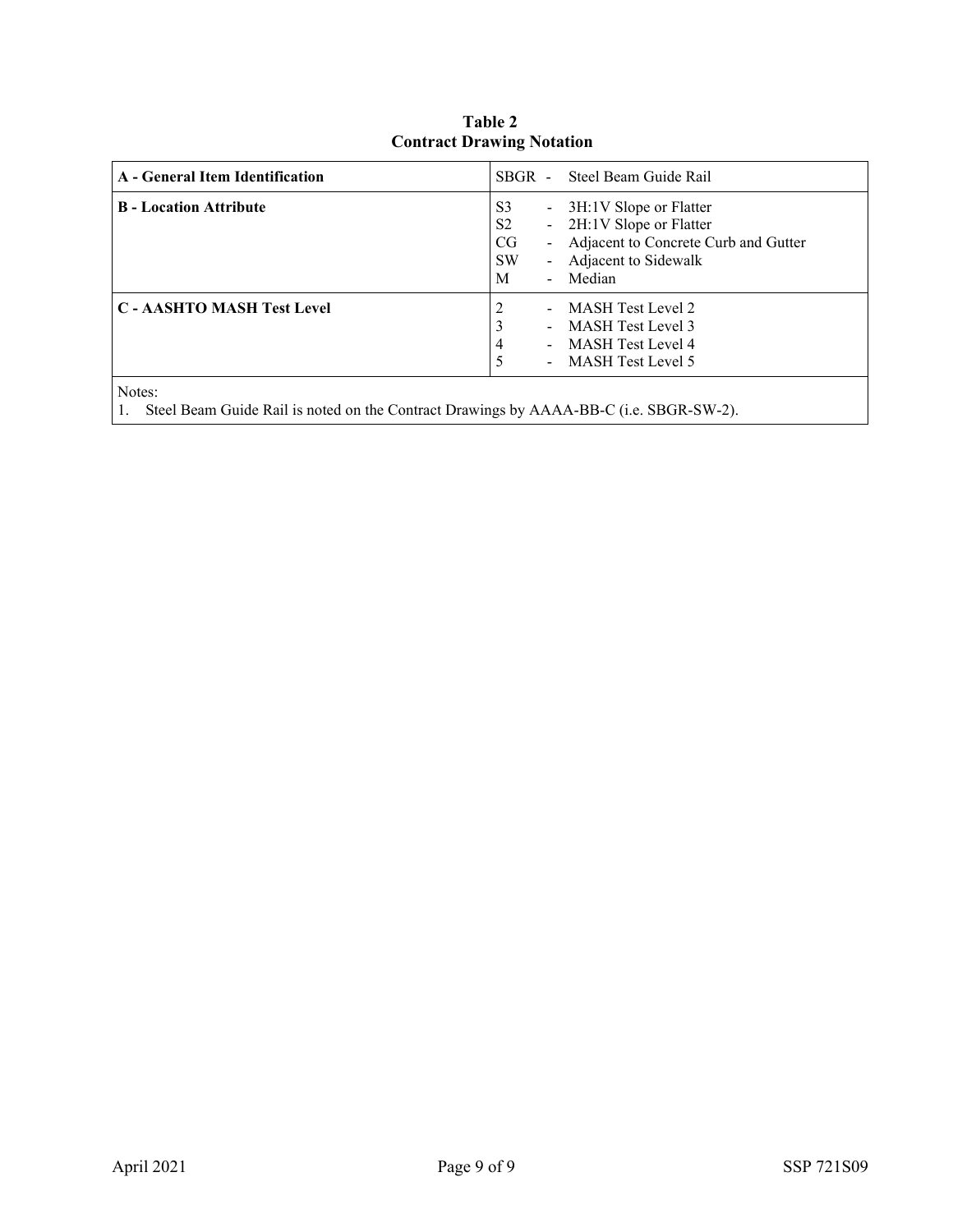**Table 2**
**Contract Drawing Notation**

| | |
|---|---|
| **A - General Item Identification** | SBGR - Steel Beam Guide Rail |
| **B - Location Attribute** | S3 - 3H:1V Slope or Flatter<br>S2 - 2H:1V Slope or Flatter<br>CG - Adjacent to Concrete Curb and Gutter<br>SW - Adjacent to Sidewalk<br>M - Median |
| **C - AASHTO MASH Test Level** | 2 - MASH Test Level 2<br>3 - MASH Test Level 3<br>4 - MASH Test Level 4<br>5 - MASH Test Level 5 |
| Notes:<br>1. Steel Beam Guide Rail is noted on the Contract Drawings by AAAA-BB-C (i.e. SBGR-SW-2). | |